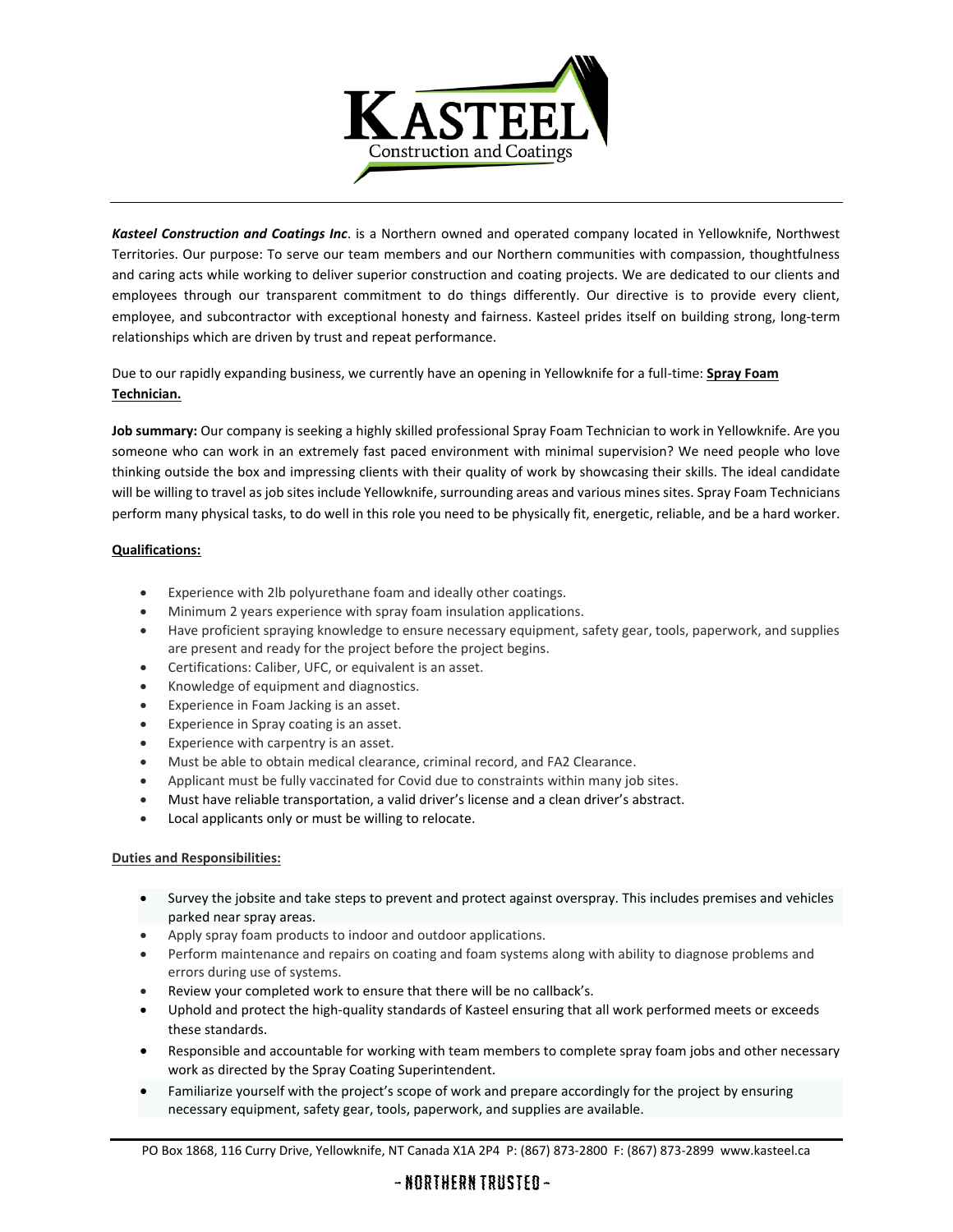***Kasteel Construction and Coatings Inc***. is a Northern owned and operated company located in Yellowknife, Northwest Territories. Our purpose: To serve our team members and our Northern communities with compassion, thoughtfulness and caring acts while working to deliver superior construction and coating projects. We are dedicated to our clients and employees through our transparent commitment to do things differently. Our directive is to provide every client, employee, and subcontractor with exceptional honesty and fairness. Kasteel prides itself on building strong, long-term relationships which are driven by trust and repeat performance.

Due to our rapidly expanding business, we currently have an opening in Yellowknife for a full-time: **Spray Foam Technician.**

**Job summary:** Our company is seeking a highly skilled professional Spray Foam Technician to work in Yellowknife. Are you someone who can work in an extremely fast paced environment with minimal supervision? We need people who love thinking outside the box and impressing clients with their quality of work by showcasing their skills. The ideal candidate will be willing to travel as job sites include Yellowknife, surrounding areas and various mines sites. Spray Foam Technicians perform many physical tasks, to do well in this role you need to be physically fit, energetic, reliable, and be a hard worker.

**Qualifications:**

- Experience with 2lb polyurethane foam and ideally other coatings.
- Minimum 2 years experience with spray foam insulation applications.
- Have proficient spraying knowledge to ensure necessary equipment, safety gear, tools, paperwork, and supplies are present and ready for the project before the project begins.
- Certifications: Caliber, UFC, or equivalent is an asset.
- Knowledge of equipment and diagnostics.
- Experience in Foam Jacking is an asset.
- Experience in Spray coating is an asset.
- Experience with carpentry is an asset.
- Must be able to obtain medical clearance, criminal record, and FA2 Clearance.
- Applicant must be fully vaccinated for Covid due to constraints within many job sites.
- Must have reliable transportation, a valid driver's license and a clean driver's abstract.
- Local applicants only or must be willing to relocate.

**Duties and Responsibilities:**

- Survey the jobsite and take steps to prevent and protect against overspray. This includes premises and vehicles parked near spray areas.
- Apply spray foam products to indoor and outdoor applications.
- Perform maintenance and repairs on coating and foam systems along with ability to diagnose problems and errors during use of systems.
- Review your completed work to ensure that there will be no callback's.
- Uphold and protect the high-quality standards of Kasteel ensuring that all work performed meets or exceeds these standards.
- Responsible and accountable for working with team members to complete spray foam jobs and other necessary work as directed by the Spray Coating Superintendent.
- Familiarize yourself with the project's scope of work and prepare accordingly for the project by ensuring necessary equipment, safety gear, tools, paperwork, and supplies are available.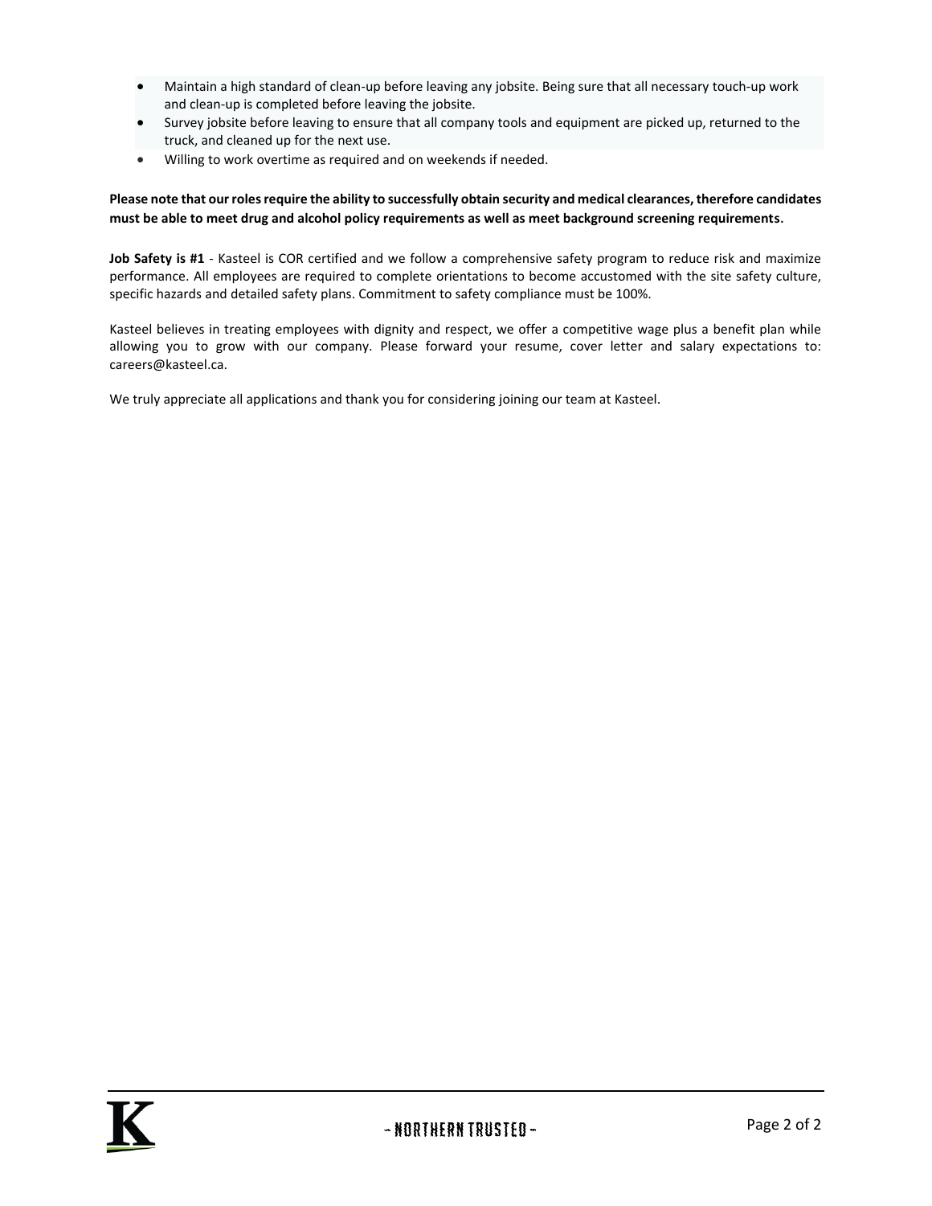- Maintain a high standard of clean-up before leaving any jobsite. Being sure that all necessary touch-up work and clean-up is completed before leaving the jobsite.
- Survey jobsite before leaving to ensure that all company tools and equipment are picked up, returned to the truck, and cleaned up for the next use.
- Willing to work overtime as required and on weekends if needed.

**Please note that our roles require the ability to successfully obtain security and medical clearances, therefore candidates must be able to meet drug and alcohol policy requirements as well as meet background screening requirements.**

**Job Safety is #1** - Kasteel is COR certified and we follow a comprehensive safety program to reduce risk and maximize performance. All employees are required to complete orientations to become accustomed with the site safety culture, specific hazards and detailed safety plans. Commitment to safety compliance must be 100%.

Kasteel believes in treating employees with dignity and respect, we offer a competitive wage plus a benefit plan while allowing you to grow with our company. Please forward your resume, cover letter and salary expectations to: careers@kasteel.ca.

We truly appreciate all applications and thank you for considering joining our team at Kasteel.